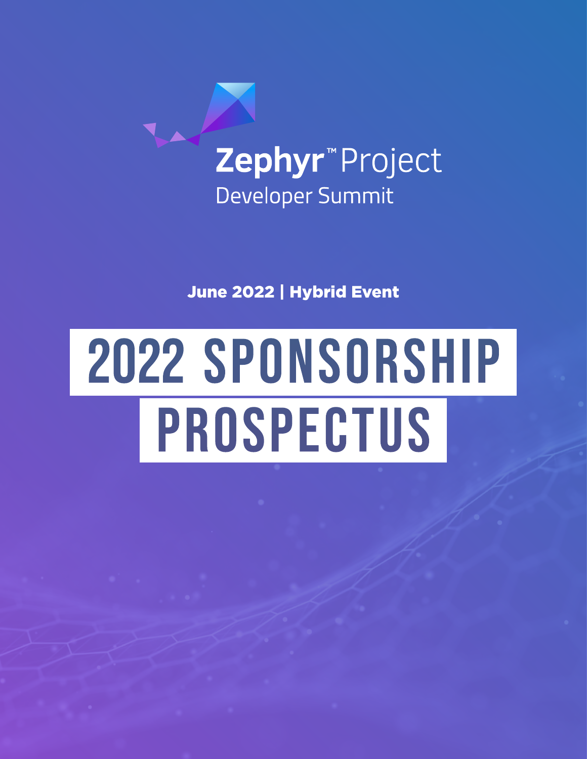Zephyr™ Project
Developer Summit

**June 2022 | Hybrid Event**

# 2022 SPONSORSHIP PROSPECTUS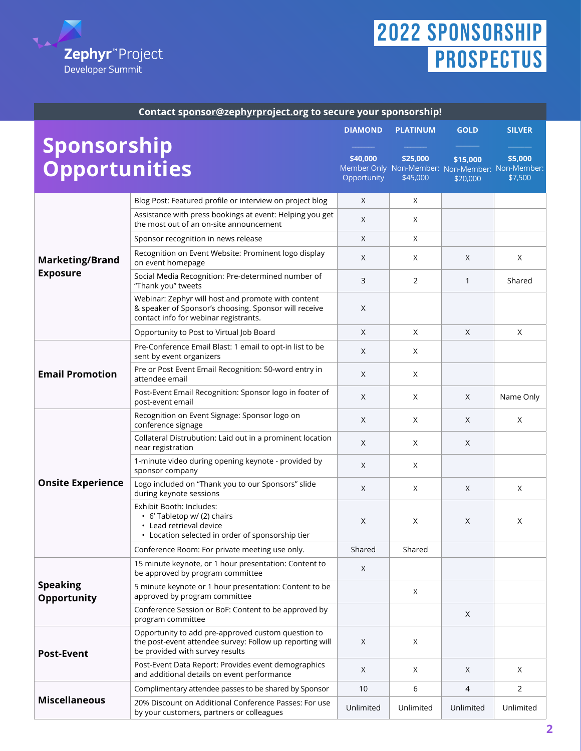Zephyr™ Project
Developer Summit

# 2022 SPONSORSHIP PROSPECTUS

**Contact sponsor@zephyrproject.org to secure your sponsorship!**

## Sponsorship Opportunities

| | | DIAMOND<br>**$40,000**<br>Member Only Opportunity | PLATINUM<br>**$25,000**<br>Non-Member: $45,000 | GOLD<br>**$15,000**<br>Non-Member: $20,000 | SILVER<br>**$5,000**<br>Non-Member: $7,500 |
|---|---|---|---|---|---|
| **Marketing/Brand Exposure** | Blog Post: Featured profile or interview on project blog | X | X | | |
| | Assistance with press bookings at event: Helping you get the most out of an on-site announcement | X | X | | |
| | Sponsor recognition in news release | X | X | | |
| | Recognition on Event Website: Prominent logo display on event homepage | X | X | X | X |
| | Social Media Recognition: Pre-determined number of "Thank you" tweets | 3 | 2 | 1 | Shared |
| | Webinar: Zephyr will host and promote with content & speaker of Sponsor's choosing. Sponsor will receive contact info for webinar registrants. | X | | | |
| | Opportunity to Post to Virtual Job Board | X | X | X | X |
| **Email Promotion** | Pre-Conference Email Blast: 1 email to opt-in list to be sent by event organizers | X | X | | |
| | Pre or Post Event Email Recognition: 50-word entry in attendee email | X | X | | |
| | Post-Event Email Recognition: Sponsor logo in footer of post-event email | X | X | X | Name Only |
| **Onsite Experience** | Recognition on Event Signage: Sponsor logo on conference signage | X | X | X | X |
| | Collateral Distrubution: Laid out in a prominent location near registration | X | X | X | |
| | 1-minute video during opening keynote - provided by sponsor company | X | X | | |
| | Logo included on "Thank you to our Sponsors" slide during keynote sessions | X | X | X | X |
| | Exhibit Booth: Includes:<br>• 6' Tabletop w/ (2) chairs<br>• Lead retrieval device<br>• Location selected in order of sponsorship tier | X | X | X | X |
| | Conference Room: For private meeting use only. | Shared | Shared | | |
| **Speaking Opportunity** | 15 minute keynote, or 1 hour presentation: Content to be approved by program committee | X | | | |
| | 5 minute keynote or 1 hour presentation: Content to be approved by program committee | | X | | |
| | Conference Session or BoF: Content to be approved by program committee | | | X | |
| **Post-Event** | Opportunity to add pre-approved custom question to the post-event attendee survey: Follow up reporting will be provided with survey results | X | X | | |
| | Post-Event Data Report: Provides event demographics and additional details on event performance | X | X | X | X |
| **Miscellaneous** | Complimentary attendee passes to be shared by Sponsor | 10 | 6 | 4 | 2 |
| | 20% Discount on Additional Conference Passes: For use by your customers, partners or colleagues | Unlimited | Unlimited | Unlimited | Unlimited |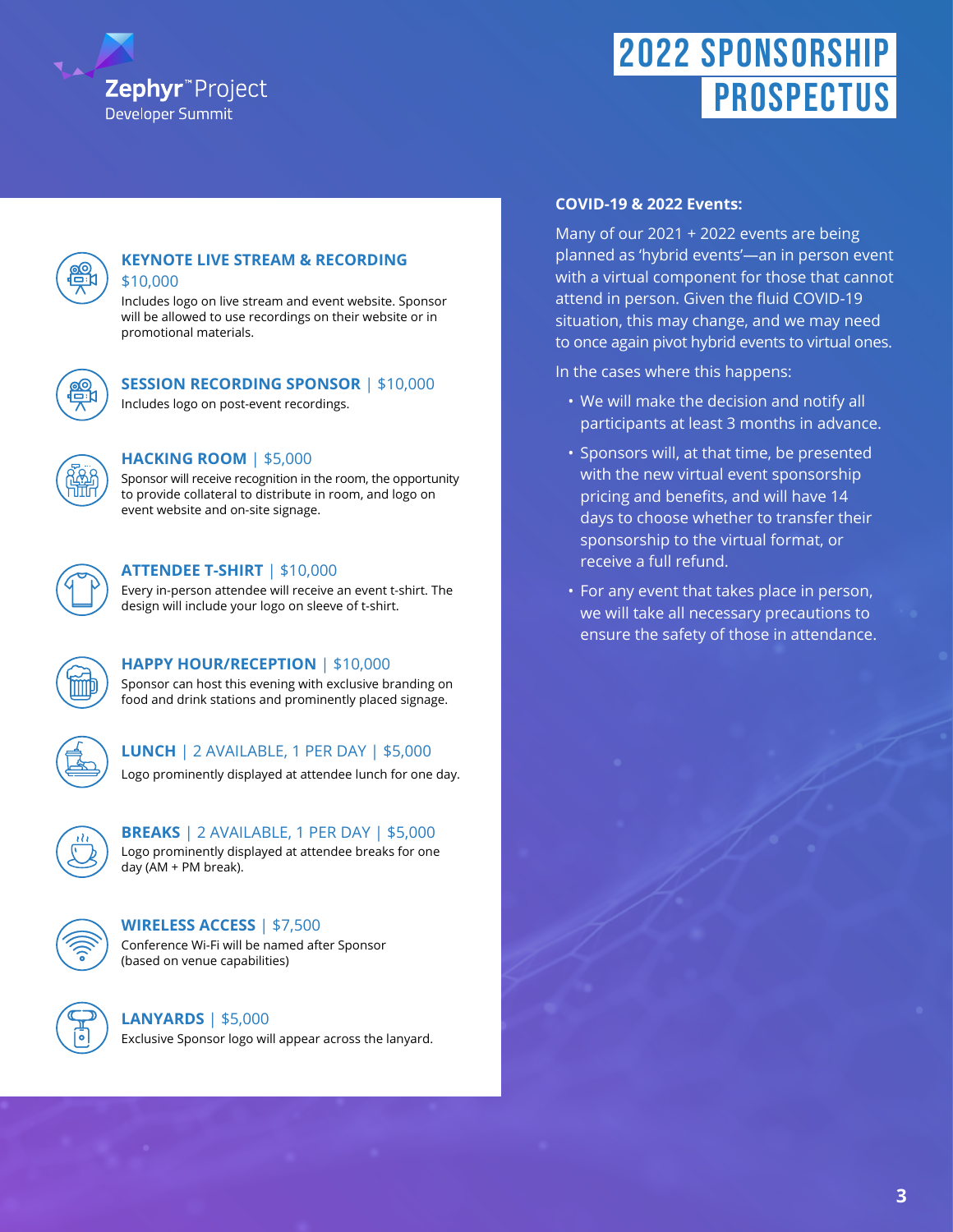Zephyr™ Project
Developer Summit

# 2022 SPONSORSHIP PROSPECTUS

### KEYNOTE LIVE STREAM & RECORDING
$10,000

Includes logo on live stream and event website. Sponsor will be allowed to use recordings on their website or in promotional materials.

### SESSION RECORDING SPONSOR | $10,000

Includes logo on post-event recordings.

### HACKING ROOM | $5,000

Sponsor will receive recognition in the room, the opportunity to provide collateral to distribute in room, and logo on event website and on-site signage.

### ATTENDEE T-SHIRT | $10,000

Every in-person attendee will receive an event t-shirt. The design will include your logo on sleeve of t-shirt.

### HAPPY HOUR/RECEPTION | $10,000

Sponsor can host this evening with exclusive branding on food and drink stations and prominently placed signage.

### LUNCH | 2 AVAILABLE, 1 PER DAY | $5,000

Logo prominently displayed at attendee lunch for one day.

### BREAKS | 2 AVAILABLE, 1 PER DAY | $5,000

Logo prominently displayed at attendee breaks for one day (AM + PM break).

### WIRELESS ACCESS | $7,500

Conference Wi-Fi will be named after Sponsor (based on venue capabilities)

### LANYARDS | $5,000

Exclusive Sponsor logo will appear across the lanyard.

**COVID-19 & 2022 Events:**

Many of our 2021 + 2022 events are being planned as 'hybrid events'—an in person event with a virtual component for those that cannot attend in person. Given the fluid COVID-19 situation, this may change, and we may need to once again pivot hybrid events to virtual ones.

In the cases where this happens:

- We will make the decision and notify all participants at least 3 months in advance.
- Sponsors will, at that time, be presented with the new virtual event sponsorship pricing and benefits, and will have 14 days to choose whether to transfer their sponsorship to the virtual format, or receive a full refund.
- For any event that takes place in person, we will take all necessary precautions to ensure the safety of those in attendance.